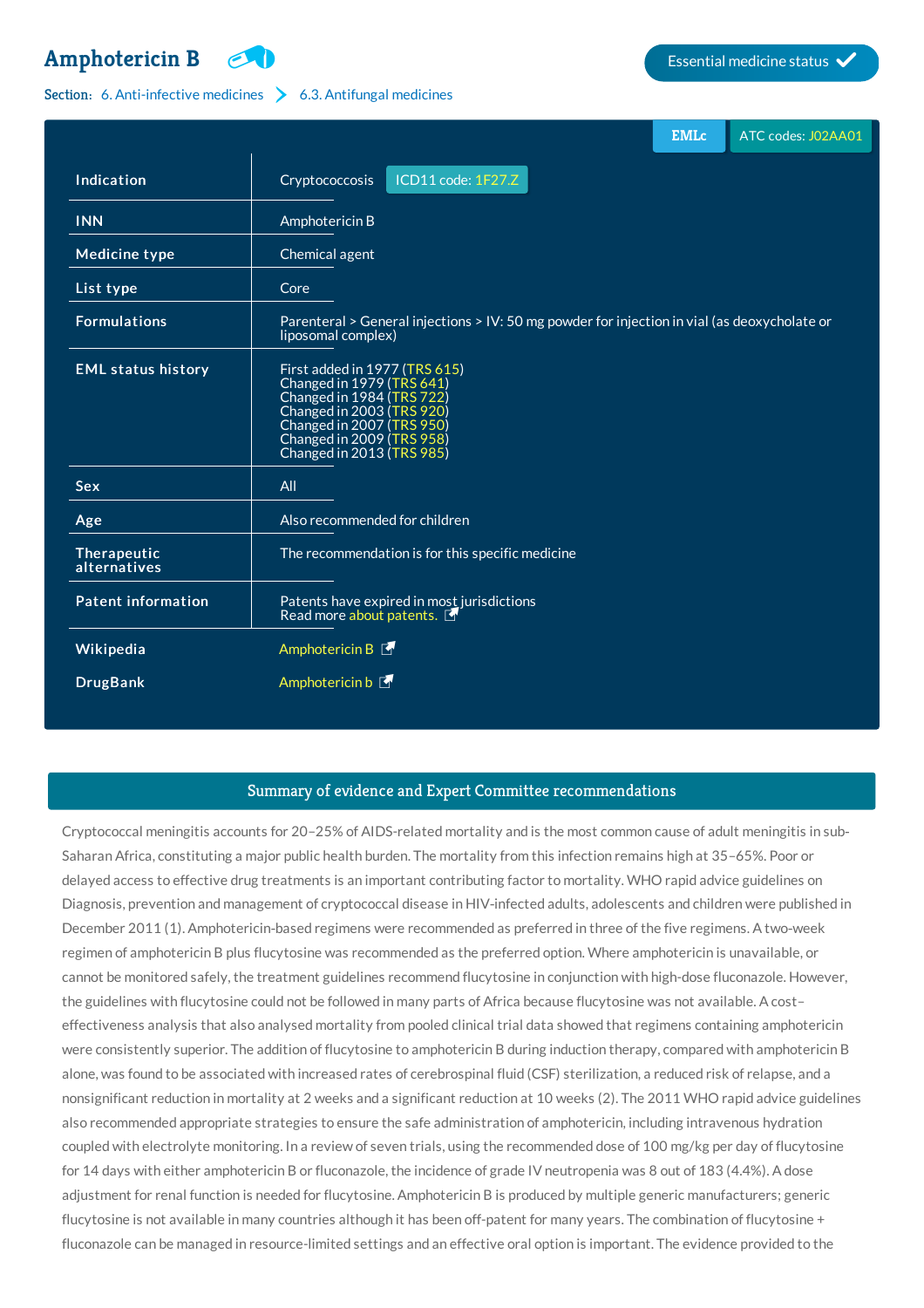# Amphotericin B

Essential medicine status ✓

Section: 6. Anti-infective medicines > 6.3. Antifungal medicines

EMLc | ATC codes: J02AA01

| | |
|---|---|
| **Indication** | Cryptococcosis ICD11 code: 1F27.Z |
| **INN** | Amphotericin B |
| **Medicine type** | Chemical agent |
| **List type** | Core |
| **Formulations** | Parenteral > General injections > IV: 50 mg powder for injection in vial (as deoxycholate or liposomal complex) |
| **EML status history** | First added in 1977 (TRS 615)<br>Changed in 1979 (TRS 641)<br>Changed in 1984 (TRS 722)<br>Changed in 2003 (TRS 920)<br>Changed in 2007 (TRS 950)<br>Changed in 2009 (TRS 958)<br>Changed in 2013 (TRS 985) |
| **Sex** | All |
| **Age** | Also recommended for children |
| **Therapeutic alternatives** | The recommendation is for this specific medicine |
| **Patent information** | Patents have expired in most jurisdictions<br>Read more about patents. |
| **Wikipedia** | Amphotericin B |
| **DrugBank** | Amphotericin b |

## Summary of evidence and Expert Committee recommendations

Cryptococcal meningitis accounts for 20–25% of AIDS-related mortality and is the most common cause of adult meningitis in sub-Saharan Africa, constituting a major public health burden. The mortality from this infection remains high at 35–65%. Poor or delayed access to effective drug treatments is an important contributing factor to mortality. WHO rapid advice guidelines on Diagnosis, prevention and management of cryptococcal disease in HIV-infected adults, adolescents and children were published in December 2011 (1). Amphotericin-based regimens were recommended as preferred in three of the five regimens. A two-week regimen of amphotericin B plus flucytosine was recommended as the preferred option. Where amphotericin is unavailable, or cannot be monitored safely, the treatment guidelines recommend flucytosine in conjunction with high-dose fluconazole. However, the guidelines with flucytosine could not be followed in many parts of Africa because flucytosine was not available. A cost–effectiveness analysis that also analysed mortality from pooled clinical trial data showed that regimens containing amphotericin were consistently superior. The addition of flucytosine to amphotericin B during induction therapy, compared with amphotericin B alone, was found to be associated with increased rates of cerebrospinal fluid (CSF) sterilization, a reduced risk of relapse, and a nonsignificant reduction in mortality at 2 weeks and a significant reduction at 10 weeks (2). The 2011 WHO rapid advice guidelines also recommended appropriate strategies to ensure the safe administration of amphotericin, including intravenous hydration coupled with electrolyte monitoring. In a review of seven trials, using the recommended dose of 100 mg/kg per day of flucytosine for 14 days with either amphotericin B or fluconazole, the incidence of grade IV neutropenia was 8 out of 183 (4.4%). A dose adjustment for renal function is needed for flucytosine. Amphotericin B is produced by multiple generic manufacturers; generic flucytosine is not available in many countries although it has been off-patent for many years. The combination of flucytosine + fluconazole can be managed in resource-limited settings and an effective oral option is important. The evidence provided to the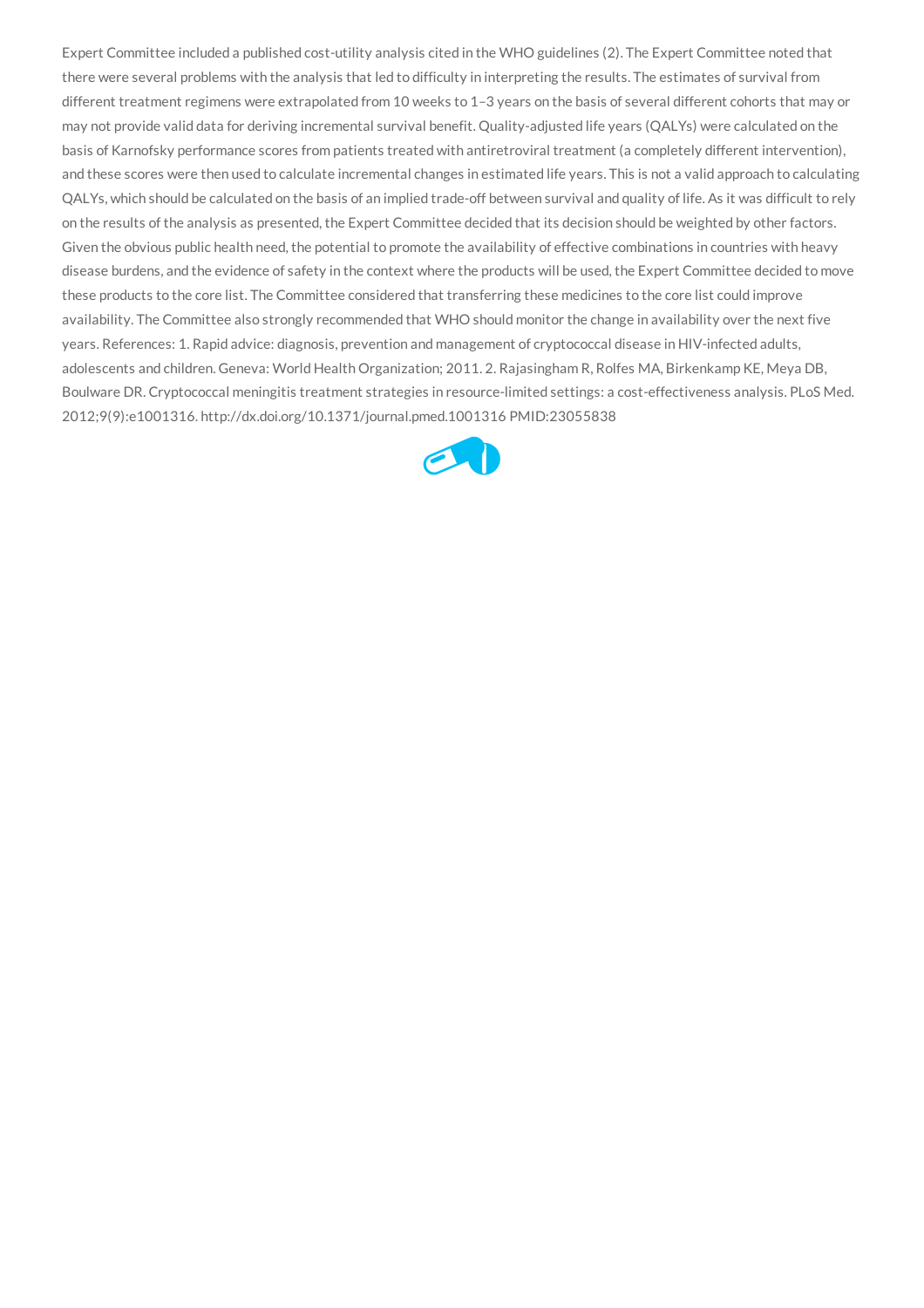Expert Committee included a published cost-utility analysis cited in the WHO guidelines (2). The Expert Committee noted that there were several problems with the analysis that led to difficulty in interpreting the results. The estimates of survival from different treatment regimens were extrapolated from 10 weeks to 1–3 years on the basis of several different cohorts that may or may not provide valid data for deriving incremental survival benefit. Quality-adjusted life years (QALYs) were calculated on the basis of Karnofsky performance scores from patients treated with antiretroviral treatment (a completely different intervention), and these scores were then used to calculate incremental changes in estimated life years. This is not a valid approach to calculating QALYs, which should be calculated on the basis of an implied trade-off between survival and quality of life. As it was difficult to rely on the results of the analysis as presented, the Expert Committee decided that its decision should be weighted by other factors. Given the obvious public health need, the potential to promote the availability of effective combinations in countries with heavy disease burdens, and the evidence of safety in the context where the products will be used, the Expert Committee decided to move these products to the core list. The Committee considered that transferring these medicines to the core list could improve availability. The Committee also strongly recommended that WHO should monitor the change in availability over the next five years. References: 1. Rapid advice: diagnosis, prevention and management of cryptococcal disease in HIV-infected adults, adolescents and children. Geneva: World Health Organization; 2011. 2. Rajasingham R, Rolfes MA, Birkenkamp KE, Meya DB, Boulware DR. Cryptococcal meningitis treatment strategies in resource-limited settings: a cost-effectiveness analysis. PLoS Med. 2012;9(9):e1001316. http://dx.doi.org/10.1371/journal.pmed.1001316 PMID:23055838